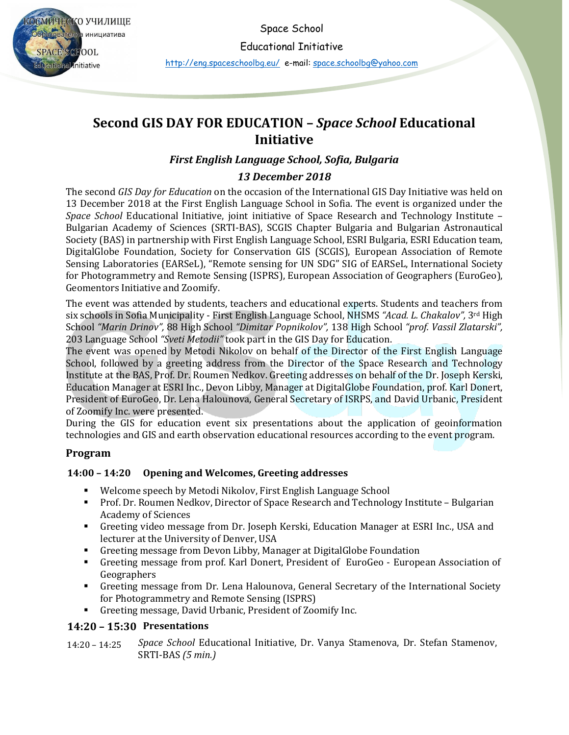Space School

Educational Initiative

http://eng.spaceschoolbg.eu/ e-mail: space.schoolbg@yahoo.com

# Second GIS DAY FOR EDUCATION – *Space School* Educational Initiative

### *First English Language School, Sofia, Bulgaria*

### *13 December 2018*

The second *GIS Day for Education* on the occasion of the International GIS Day Initiative was held on 13 December 2018 at the First English Language School in Sofia. The event is organized under the *Space School* Educational Initiative, joint initiative of Space Research and Technology Institute – Bulgarian Academy of Sciences (SRTI-BAS), SCGIS Chapter Bulgaria and Bulgarian Astronautical Society (BAS) in partnership with First English Language School, ESRI Bulgaria, ESRI Education team, DigitalGlobe Foundation, Society for Conservation GIS (SCGIS), European Association of Remote Sensing Laboratories (EARSeL), "Remote sensing for UN SDG" SIG of EARSeL, International Society for Photogrammetry and Remote Sensing (ISPRS), European Association of Geographers (EuroGeo), Geomentors Initiative and Zoomify.

The event was attended by students, teachers and educational experts. Students and teachers from six schools in Sofia Municipality - First English Language School, NHSMS *"Acad. L. Chakalov"*, 3rd High School *"Marin Drinov"*, 88 High School *"Dimitar Popnikolov"*, 138 High School *"prof. Vassil Zlatarski"*, 203 Language School *"Sveti Metodii"* took part in the GIS Day for Education.

The event was opened by Metodi Nikolov on behalf of the Director of the First English Language School, followed by a greeting address from the Director of the Space Research and Technology Institute at the BAS, Prof. Dr. Roumen Nedkov. Greeting addresses on behalf of the Dr. Joseph Kerski, Education Manager at ESRI Inc., Devon Libby, Manager at DigitalGlobe Foundation, prof. Karl Donert, President of EuroGeo, Dr. Lena Halounova, General Secretary of ISRPS, and David Urbanic, President of Zoomify Inc. were presented.

During the GIS for education event six presentations about the application of geoinformation technologies and GIS and earth observation educational resources according to the event program.

## Program

### 14:00 – 14:20 Opening and Welcomes, Greeting addresses

- Welcome speech by Metodi Nikolov, First English Language School
- Prof. Dr. Roumen Nedkov, Director of Space Research and Technology Institute – Bulgarian Academy of Sciences
- Greeting video message from Dr. Joseph Kerski, Education Manager at ESRI Inc., USA and lecturer at the University of Denver, USA
- Greeting message from Devon Libby, Manager at DigitalGlobe Foundation
- Greeting message from prof. Karl Donert, President of EuroGeo - European Association of Geographers
- Greeting message from Dr. Lena Halounova, General Secretary of the International Society for Photogrammetry and Remote Sensing (ISPRS)
- Greeting message, David Urbanic, President of Zoomify Inc.

### 14:20 – 15:30 Presentations

14:20 – 14:25 *Space School* Educational Initiative, Dr. Vanya Stamenova, Dr. Stefan Stamenov, SRTI-BAS *(5 min.)*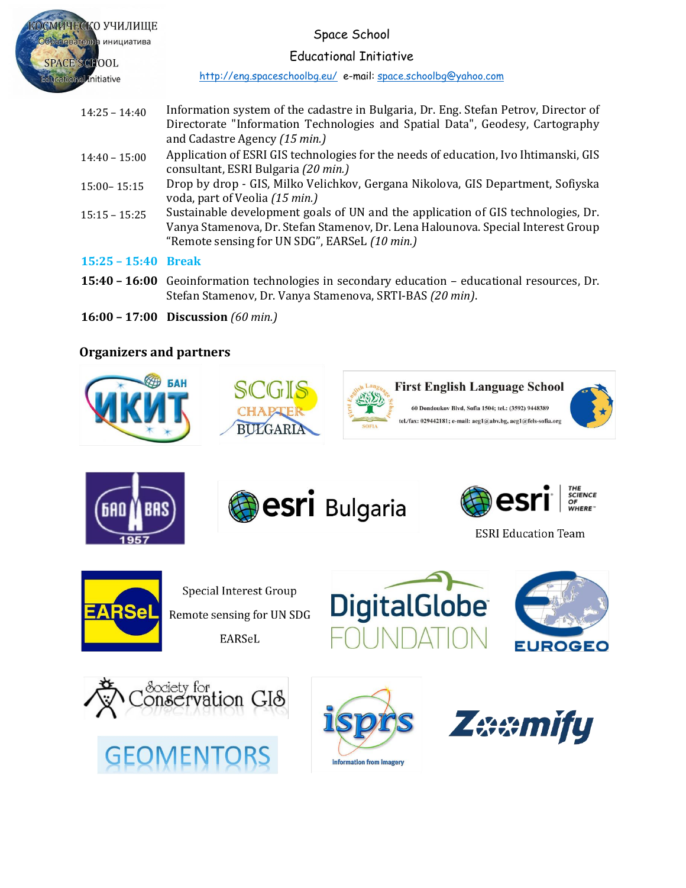Space School

Educational Initiative

http://eng.spaceschoolbg.eu/ e-mail: space.schoolbg@yahoo.com

| | |
|---|---|
| 14:25 – 14:40 | Information system of the cadastre in Bulgaria, Dr. Eng. Stefan Petrov, Director of Directorate "Information Technologies and Spatial Data", Geodesy, Cartography and Cadastre Agency *(15 min.)* |
| 14:40 – 15:00 | Application of ESRI GIS technologies for the needs of education, Ivo Ihtimanski, GIS consultant, ESRI Bulgaria *(20 min.)* |
| 15:00– 15:15 | Drop by drop - GIS, Milko Velichkov, Gergana Nikolova, GIS Department, Sofiyska voda, part of Veolia *(15 min.)* |
| 15:15 – 15:25 | Sustainable development goals of UN and the application of GIS technologies, Dr. Vanya Stamenova, Dr. Stefan Stamenov, Dr. Lena Halounova. Special Interest Group "Remote sensing for UN SDG", EARSeL *(10 min.)* |
| **15:25 – 15:40** | **Break** |
| **15:40 – 16:00** | Geoinformation technologies in secondary education – educational resources, Dr. Stefan Stamenov, Dr. Vanya Stamenova, SRTI-BAS *(20 min)*. |
| **16:00 – 17:00** | **Discussion** *(60 min.)* |

## Organizers and partners

First English Language School

60 Dondoukov Blvd, Sofia 1504; tel.: (3592) 9448389

tel./fax: 029442181; e-mail: aeg1@abv.bg, aeg1@fels-sofia.org

ESRI Education Team

Special Interest Group

Remote sensing for UN SDG

EARSeL